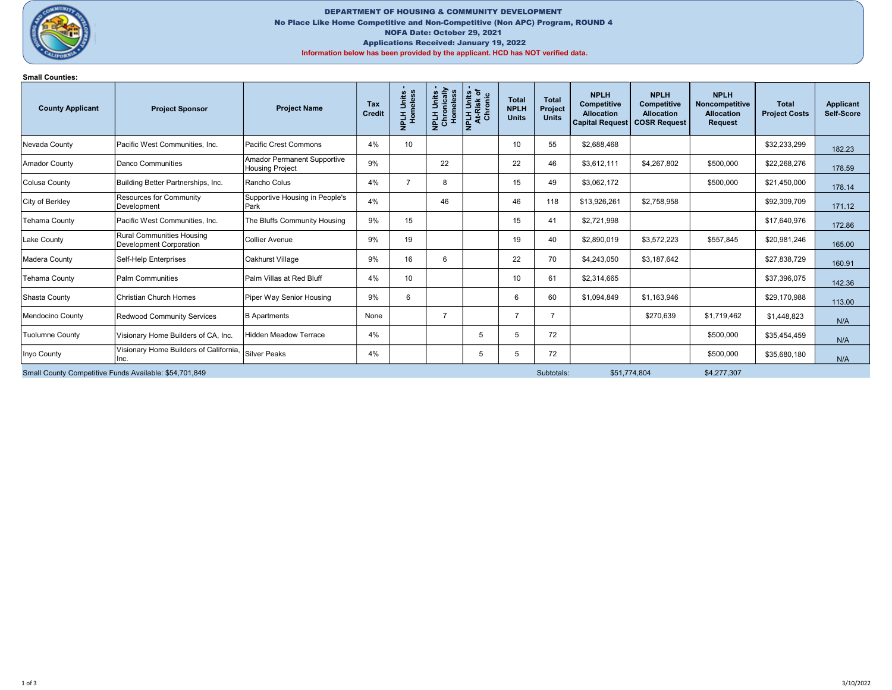**DEPARTMENT OF HOUSING & COMMUNITY DEVELOPMENT**
**No Place Like Home Competitive and Non-Competitive (Non APC) Program, ROUND 4**
**NOFA Date: October 29, 2021**
**Applications Received: January 19, 2022**
**Information below has been provided by the applicant. HCD has NOT verified data.**

**Small Counties:**

| County Applicant | Project Sponsor | Project Name | Tax Credit | NPLH Units - Homeless | NPLH Units - Chronically Homeless | NPLH Units - At-Risk of Chronic | Total NPLH Units | Total Project Units | NPLH Competitive Allocation Capital Request | NPLH Competitive Allocation COSR Request | NPLH Noncompetitive Allocation Request | Total Project Costs | Applicant Self-Score |
|---|---|---|---|---|---|---|---|---|---|---|---|---|---|
| Nevada County | Pacific West Communities, Inc. | Pacific Crest Commons | 4% | 10 | | | 10 | 55 | $2,688,468 | | | $32,233,299 | 182.23 |
| Amador County | Danco Communities | Amador Permanent Supportive Housing Project | 9% | | 22 | | 22 | 46 | $3,612,111 | $4,267,802 | $500,000 | $22,268,276 | 178.59 |
| Colusa County | Building Better Partnerships, Inc. | Rancho Colus | 4% | 7 | 8 | | 15 | 49 | $3,062,172 | | $500,000 | $21,450,000 | 178.14 |
| City of Berkley | Resources for Community Development | Supportive Housing in People's Park | 4% | | 46 | | 46 | 118 | $13,926,261 | $2,758,958 | | $92,309,709 | 171.12 |
| Tehama County | Pacific West Communities, Inc. | The Bluffs Community Housing | 9% | 15 | | | 15 | 41 | $2,721,998 | | | $17,640,976 | 172.86 |
| Lake County | Rural Communities Housing Development Corporation | Collier Avenue | 9% | 19 | | | 19 | 40 | $2,890,019 | $3,572,223 | $557,845 | $20,981,246 | 165.00 |
| Madera County | Self-Help Enterprises | Oakhurst Village | 9% | 16 | 6 | | 22 | 70 | $4,243,050 | $3,187,642 | | $27,838,729 | 160.91 |
| Tehama County | Palm Communities | Palm Villas at Red Bluff | 4% | 10 | | | 10 | 61 | $2,314,665 | | | $37,396,075 | 142.36 |
| Shasta County | Christian Church Homes | Piper Way Senior Housing | 9% | 6 | | | 6 | 60 | $1,094,849 | $1,163,946 | | $29,170,988 | 113.00 |
| Mendocino County | Redwood Community Services | B Apartments | None | | 7 | | 7 | 7 | | $270,639 | $1,719,462 | $1,448,823 | N/A |
| Tuolumne County | Visionary Home Builders of CA, Inc. | Hidden Meadow Terrace | 4% | | | 5 | 5 | 72 | | | $500,000 | $35,454,459 | N/A |
| Inyo County | Visionary Home Builders of California, Inc. | Silver Peaks | 4% | | | 5 | 5 | 72 | | | $500,000 | $35,680,180 | N/A |
| Small County Competitive Funds Available: $54,701,849 | | | | | | | | Subtotals: | $51,774,804 | | $4,277,307 | | |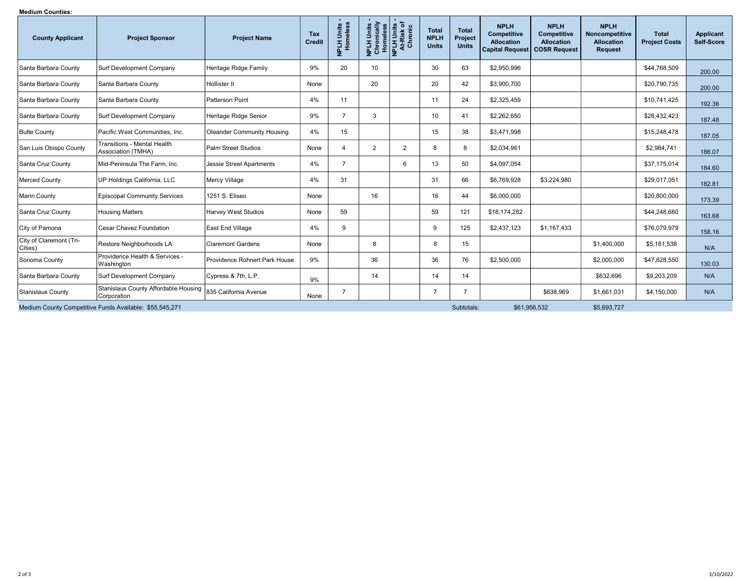**Medium Counties:**

| County Applicant | Project Sponsor | Project Name | Tax Credit | NPLH Units - Homeless | NPLH Units - Chronically Homeless | NPLH Units - At-Risk of Chronic | Total NPLH Units | Total Project Units | NPLH Competitive Allocation Capital Request | NPLH Competitive Allocation COSR Request | NPLH Noncompetitive Allocation Request | Total Project Costs | Applicant Self-Score |
|---|---|---|---|---|---|---|---|---|---|---|---|---|---|
| Santa Barbara County | Surf Development Company | Heritage Ridge Family | 9% | 20 | 10 | | 30 | 63 | $2,950,996 | | | $44,768,509 | 200.00 |
| Santa Barbara County | Santa Barbara County | Hollister II | None | | 20 | | 20 | 42 | $3,900,700 | | | $20,790,735 | 200.00 |
| Santa Barbara County | Santa Barbara County | Patterson Point | 4% | 11 | | | 11 | 24 | $2,325,459 | | | $10,741,425 | 192.36 |
| Santa Barbara County | Surf Development Company | Heritage Ridge Senior | 9% | 7 | 3 | | 10 | 41 | $2,262,650 | | | $28,432,423 | 187.48 |
| Butte County | Pacific West Communities, Inc. | Oleander Community Housing | 4% | 15 | | | 15 | 38 | $3,471,998 | | | $15,248,478 | 187.05 |
| San Luis Obispo County | Transitions - Mental Health Association (TMHA) | Palm Street Studios | None | 4 | 2 | 2 | 8 | 8 | $2,034,961 | | | $2,984,741 | 186.07 |
| Santa Cruz County | Mid-Peninsula The Farm, Inc. | Jessie Street Apartments | 4% | 7 | | 6 | 13 | 50 | $4,097,054 | | | $37,175,014 | 184.60 |
| Merced County | UP Holdings California, LLC | Mercy Village | 4% | 31 | | | 31 | 66 | $6,769,928 | $3,224,980 | | $29,017,051 | 182.81 |
| Marin County | Episcopal Community Services | 1251 S. Eliseo | None | | 16 | | 16 | 44 | $6,000,000 | | | $20,800,000 | 173.39 |
| Santa Cruz County | Housing Matters | Harvey West Studios | None | 59 | | | 59 | 121 | $18,174,282 | | | $44,248,680 | 163.68 |
| City of Pamona | Cesar Chavez Foundation | East End Village | 4% | 9 | | | 9 | 125 | $2,437,123 | $1,167,433 | | $76,079,979 | 158.16 |
| City of Claremont (Tri-Cities) | Restore Neighborhoods LA | Claremont Gardens | None | | 8 | | 8 | 15 | | | $1,400,000 | $5,181,538 | N/A |
| Sonoma County | Providence Health & Services - Washington | Providence Rohnert Park House | 9% | | 36 | | 36 | 76 | $2,500,000 | | $2,000,000 | $47,628,550 | 130.03 |
| Santa Barbara County | Surf Development Company | Cypress & 7th, L.P. | 9% | | 14 | | 14 | 14 | | | $632,696 | $9,203,209 | N/A |
| Stanislaus County | Stanislaus County Affordable Housing Corporation | 835 California Avenue | None | 7 | | | 7 | 7 | | $638,969 | $1,661,031 | $4,150,000 | N/A |
| Medium County Competitive Funds Available: $55,545,271 | | | | | | | | Subtotals: | $61,956,532 | | $5,693,727 | | |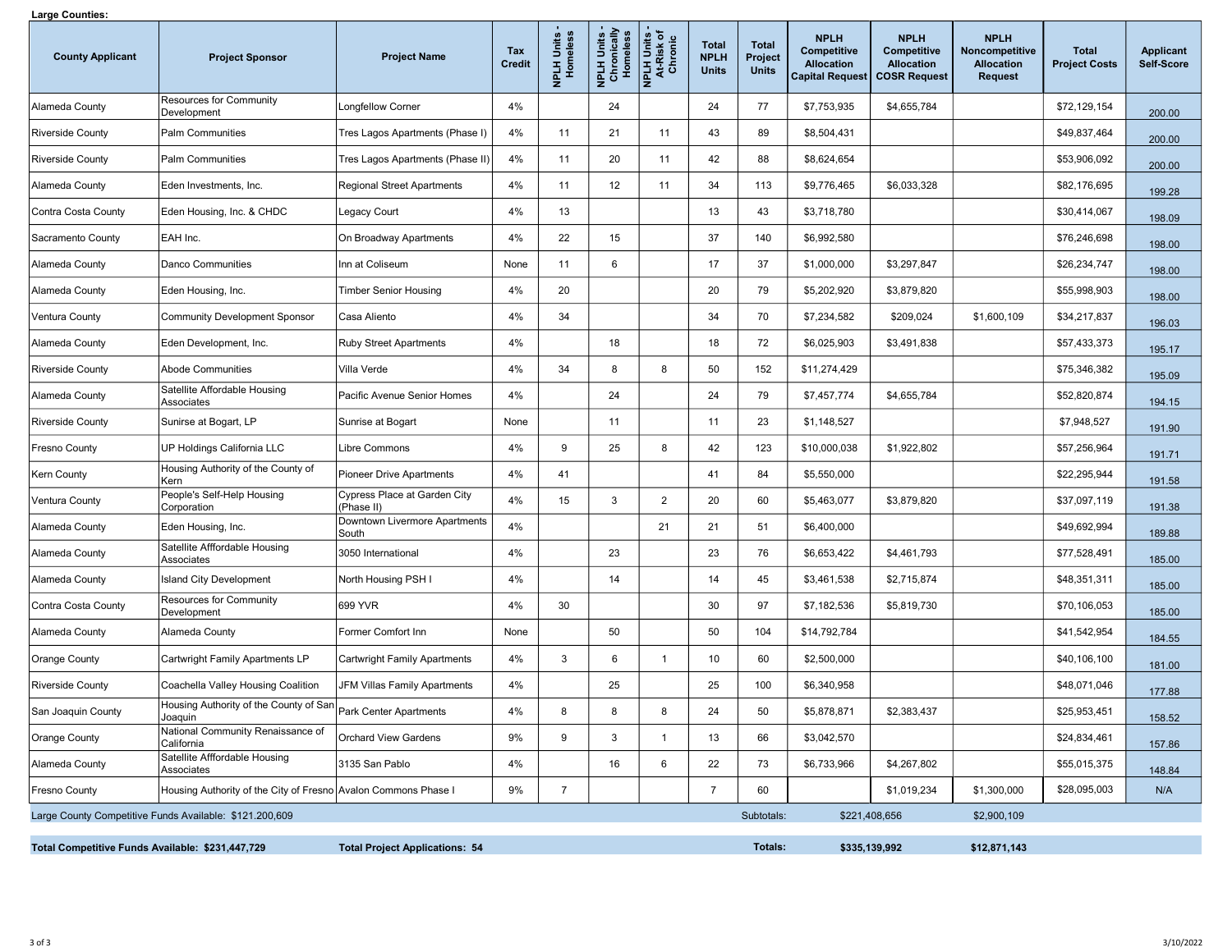**Large Counties:**

| County Applicant | Project Sponsor | Project Name | Tax Credit | NPLH Units - Homeless | NPLH Units - Chronically Homeless | NPLH Units - At-Risk of Chronic | Total NPLH Units | Total Project Units | NPLH Competitive Allocation Capital Request | NPLH Competitive Allocation COSR Request | NPLH Noncompetitive Allocation Request | Total Project Costs | Applicant Self-Score |
|---|---|---|---|---|---|---|---|---|---|---|---|---|---|
| Alameda County | Resources for Community Development | Longfellow Corner | 4% | | 24 | | 24 | 77 | $7,753,935 | $4,655,784 | | $72,129,154 | 200.00 |
| Riverside County | Palm Communities | Tres Lagos Apartments (Phase I) | 4% | 11 | 21 | 11 | 43 | 89 | $8,504,431 | | | $49,837,464 | 200.00 |
| Riverside County | Palm Communities | Tres Lagos Apartments (Phase II) | 4% | 11 | 20 | 11 | 42 | 88 | $8,624,654 | | | $53,906,092 | 200.00 |
| Alameda County | Eden Investments, Inc. | Regional Street Apartments | 4% | 11 | 12 | 11 | 34 | 113 | $9,776,465 | $6,033,328 | | $82,176,695 | 199.28 |
| Contra Costa County | Eden Housing, Inc. & CHDC | Legacy Court | 4% | 13 | | | 13 | 43 | $3,718,780 | | | $30,414,067 | 198.09 |
| Sacramento County | EAH Inc. | On Broadway Apartments | 4% | 22 | 15 | | 37 | 140 | $6,992,580 | | | $76,246,698 | 198.00 |
| Alameda County | Danco Communities | Inn at Coliseum | None | 11 | 6 | | 17 | 37 | $1,000,000 | $3,297,847 | | $26,234,747 | 198.00 |
| Alameda County | Eden Housing, Inc. | Timber Senior Housing | 4% | 20 | | | 20 | 79 | $5,202,920 | $3,879,820 | | $55,998,903 | 198.00 |
| Ventura County | Community Development Sponsor | Casa Aliento | 4% | 34 | | | 34 | 70 | $7,234,582 | $209,024 | $1,600,109 | $34,217,837 | 196.03 |
| Alameda County | Eden Development, Inc. | Ruby Street Apartments | 4% | | 18 | | 18 | 72 | $6,025,903 | $3,491,838 | | $57,433,373 | 195.17 |
| Riverside County | Abode Communities | Villa Verde | 4% | 34 | 8 | 8 | 50 | 152 | $11,274,429 | | | $75,346,382 | 195.09 |
| Alameda County | Satellite Affordable Housing Associates | Pacific Avenue Senior Homes | 4% | | 24 | | 24 | 79 | $7,457,774 | $4,655,784 | | $52,820,874 | 194.15 |
| Riverside County | Sunirse at Bogart, LP | Sunrise at Bogart | None | | 11 | | 11 | 23 | $1,148,527 | | | $7,948,527 | 191.90 |
| Fresno County | UP Holdings California LLC | Libre Commons | 4% | 9 | 25 | 8 | 42 | 123 | $10,000,038 | $1,922,802 | | $57,256,964 | 191.71 |
| Kern County | Housing Authority of the County of Kern | Pioneer Drive Apartments | 4% | 41 | | | 41 | 84 | $5,550,000 | | | $22,295,944 | 191.58 |
| Ventura County | People's Self-Help Housing Corporation | Cypress Place at Garden City (Phase II) | 4% | 15 | 3 | 2 | 20 | 60 | $5,463,077 | $3,879,820 | | $37,097,119 | 191.38 |
| Alameda County | Eden Housing, Inc. | Downtown Livermore Apartments South | 4% | | | 21 | 21 | 51 | $6,400,000 | | | $49,692,994 | 189.88 |
| Alameda County | Satellite Afffordable Housing Associates | 3050 International | 4% | | 23 | | 23 | 76 | $6,653,422 | $4,461,793 | | $77,528,491 | 185.00 |
| Alameda County | Island City Development | North Housing PSH I | 4% | | 14 | | 14 | 45 | $3,461,538 | $2,715,874 | | $48,351,311 | 185.00 |
| Contra Costa County | Resources for Community Development | 699 YVR | 4% | 30 | | | 30 | 97 | $7,182,536 | $5,819,730 | | $70,106,053 | 185.00 |
| Alameda County | Alameda County | Former Comfort Inn | None | | 50 | | 50 | 104 | $14,792,784 | | | $41,542,954 | 184.55 |
| Orange County | Cartwright Family Apartments LP | Cartwright Family Apartments | 4% | 3 | 6 | 1 | 10 | 60 | $2,500,000 | | | $40,106,100 | 181.00 |
| Riverside County | Coachella Valley Housing Coalition | JFM Villas Family Apartments | 4% | | 25 | | 25 | 100 | $6,340,958 | | | $48,071,046 | 177.88 |
| San Joaquin County | Housing Authority of the County of San Joaquin | Park Center Apartments | 4% | 8 | 8 | 8 | 24 | 50 | $5,878,871 | $2,383,437 | | $25,953,451 | 158.52 |
| Orange County | National Community Renaissance of California | Orchard View Gardens | 9% | 9 | 3 | 1 | 13 | 66 | $3,042,570 | | | $24,834,461 | 157.86 |
| Alameda County | Satellite Afffordable Housing Associates | 3135 San Pablo | 4% | | 16 | 6 | 22 | 73 | $6,733,966 | $4,267,802 | | $55,015,375 | 148.84 |
| Fresno County | Housing Authority of the City of Fresno | Avalon Commons Phase I | 9% | 7 | | | 7 | 60 | | $1,019,234 | $1,300,000 | $28,095,003 | N/A |
| Large County Competitive Funds Available: $121,200,609 | | | | | | | | Subtotals: | $221,408,656 | | $2,900,109 | | |
| **Total Competitive Funds Available: $231,447,729** | | **Total Project Applications: 54** | | | | | | **Totals:** | **$335,139,992** | | **$12,871,143** | | |